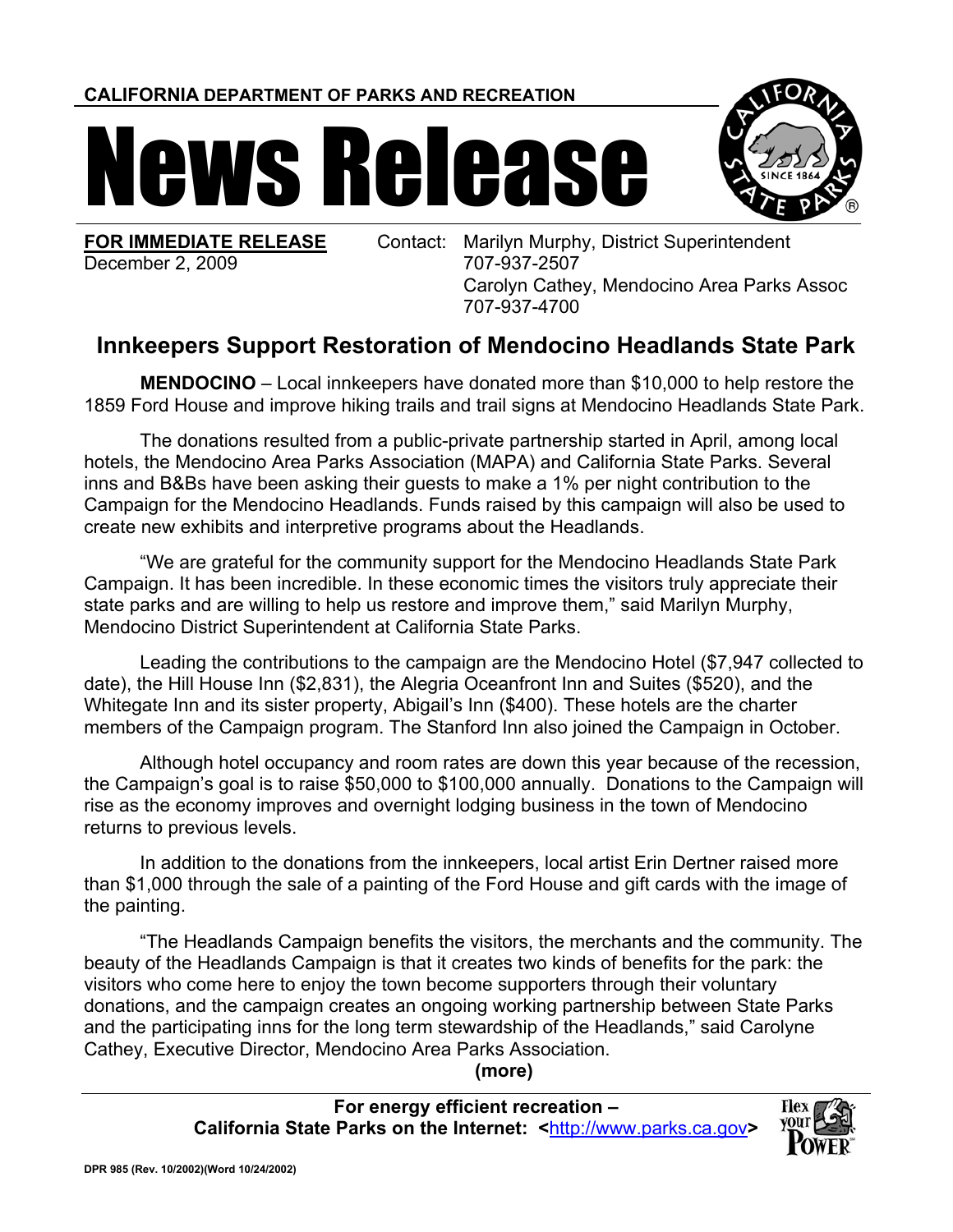**CALIFORNIA DEPARTMENT OF PARKS AND RECREATION**

# News Release

**FOR IMMEDIATE RELEASE**
December 2, 2009

Contact: Marilyn Murphy, District Superintendent
707-937-2507
Carolyn Cathey, Mendocino Area Parks Assoc
707-937-4700

## Innkeepers Support Restoration of Mendocino Headlands State Park

**MENDOCINO** – Local innkeepers have donated more than $10,000 to help restore the 1859 Ford House and improve hiking trails and trail signs at Mendocino Headlands State Park.

The donations resulted from a public-private partnership started in April, among local hotels, the Mendocino Area Parks Association (MAPA) and California State Parks. Several inns and B&Bs have been asking their guests to make a 1% per night contribution to the Campaign for the Mendocino Headlands. Funds raised by this campaign will also be used to create new exhibits and interpretive programs about the Headlands.

"We are grateful for the community support for the Mendocino Headlands State Park Campaign. It has been incredible. In these economic times the visitors truly appreciate their state parks and are willing to help us restore and improve them," said Marilyn Murphy, Mendocino District Superintendent at California State Parks.

Leading the contributions to the campaign are the Mendocino Hotel ($7,947 collected to date), the Hill House Inn ($2,831), the Alegria Oceanfront Inn and Suites ($520), and the Whitegate Inn and its sister property, Abigail's Inn ($400). These hotels are the charter members of the Campaign program. The Stanford Inn also joined the Campaign in October.

Although hotel occupancy and room rates are down this year because of the recession, the Campaign's goal is to raise $50,000 to $100,000 annually. Donations to the Campaign will rise as the economy improves and overnight lodging business in the town of Mendocino returns to previous levels.

In addition to the donations from the innkeepers, local artist Erin Dertner raised more than $1,000 through the sale of a painting of the Ford House and gift cards with the image of the painting.

"The Headlands Campaign benefits the visitors, the merchants and the community. The beauty of the Headlands Campaign is that it creates two kinds of benefits for the park: the visitors who come here to enjoy the town become supporters through their voluntary donations, and the campaign creates an ongoing working partnership between State Parks and the participating inns for the long term stewardship of the Headlands," said Carolyne Cathey, Executive Director, Mendocino Area Parks Association.

**(more)**

**For energy efficient recreation –**
**California State Parks on the Internet: <http://www.parks.ca.gov>**

DPR 985 (Rev. 10/2002)(Word 10/24/2002)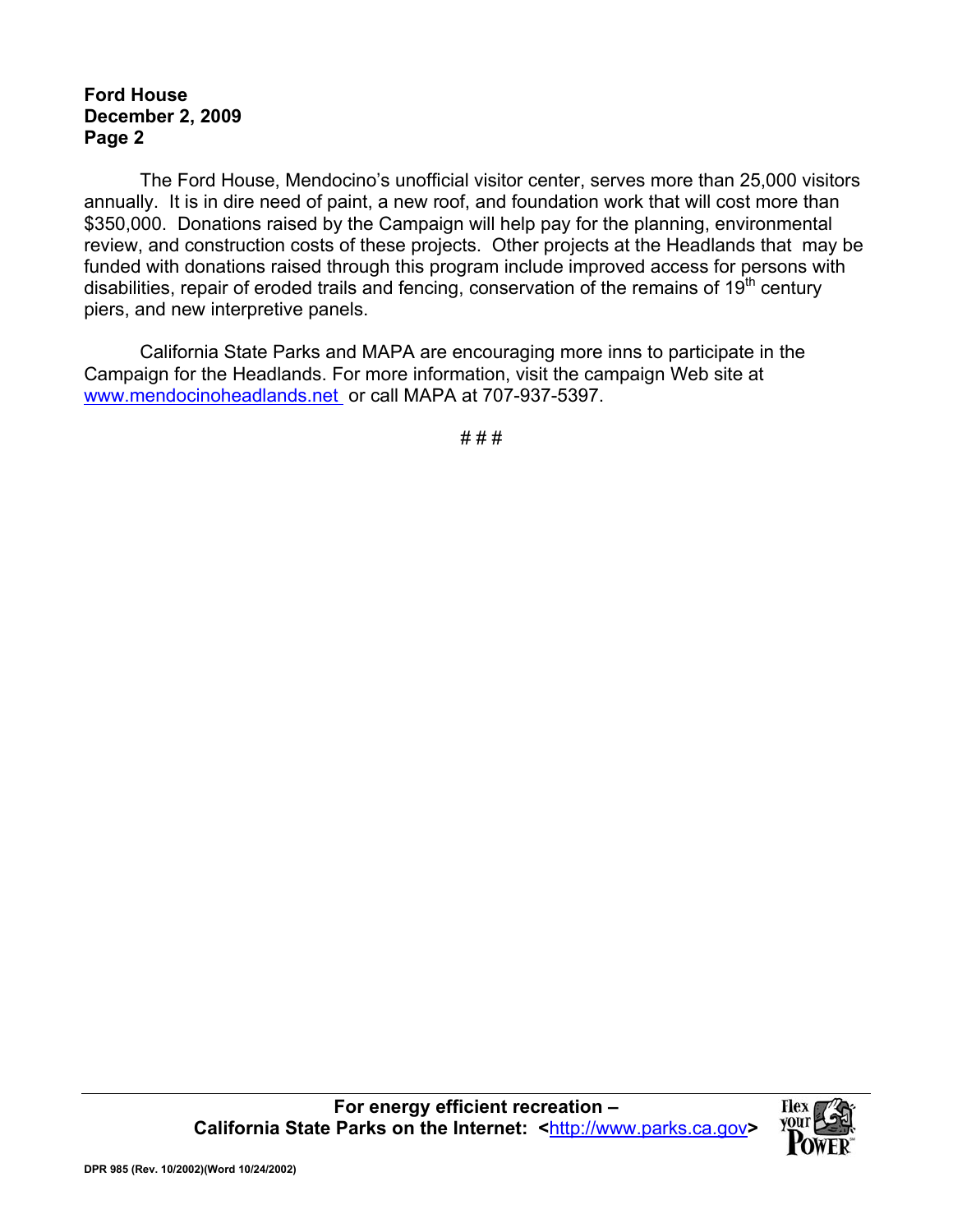The Ford House, Mendocino's unofficial visitor center, serves more than 25,000 visitors annually. It is in dire need of paint, a new roof, and foundation work that will cost more than $350,000. Donations raised by the Campaign will help pay for the planning, environmental review, and construction costs of these projects. Other projects at the Headlands that may be funded with donations raised through this program include improved access for persons with disabilities, repair of eroded trails and fencing, conservation of the remains of 19th century piers, and new interpretive panels.

California State Parks and MAPA are encouraging more inns to participate in the Campaign for the Headlands. For more information, visit the campaign Web site at www.mendocinoheadlands.net or call MAPA at 707-937-5397.

# # #